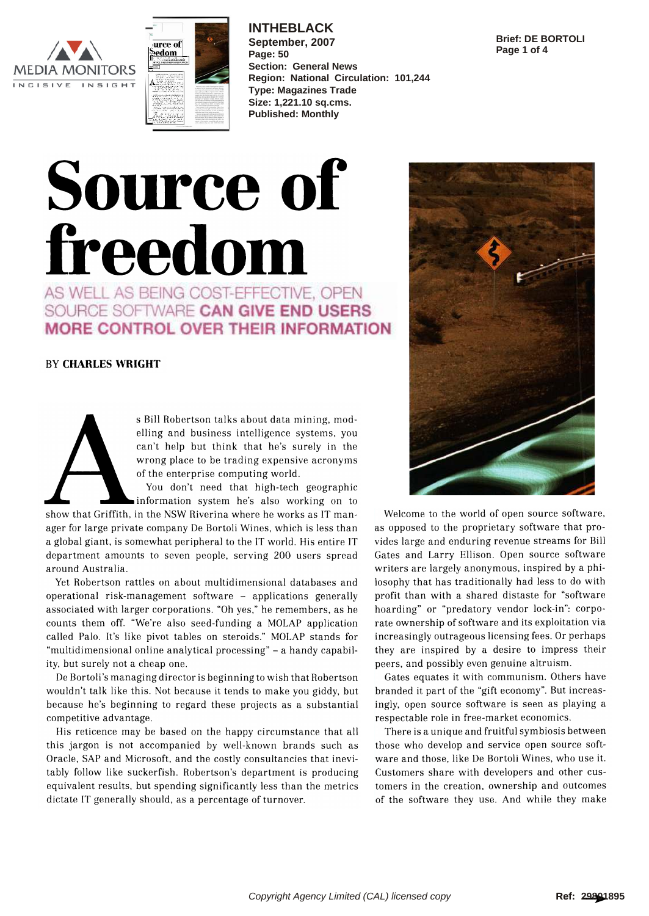# Source of freedom

## AS WELL AS BEING COST-EFFECTIVE, OPEN SOURCE SOFTWARE **CAN GIVE END USERS MORE CONTROL OVER THEIR INFORMATION**

BY **CHARLES WRIGHT**

As Bill Robertson talks about data mining, modelling and business intelligence systems, you can't help but think that he's surely in the wrong place to be trading expensive acronyms of the enterprise computing world.

You don't need that high-tech geographic information system he's also working on to show that Griffith, in the NSW Riverina where he works as IT manager for large private company De Bortoli Wines, which is less than a global giant, is somewhat peripheral to the IT world. His entire IT department amounts to seven people, serving 200 users spread around Australia.

Yet Robertson rattles on about multidimensional databases and operational risk-management software – applications generally associated with larger corporations. "Oh yes," he remembers, as he counts them off. "We're also seed-funding a MOLAP application called Palo. It's like pivot tables on steroids." MOLAP stands for "multidimensional online analytical processing" – a handy capability, but surely not a cheap one.

De Bortoli's managing director is beginning to wish that Robertson wouldn't talk like this. Not because it tends to make you giddy, but because he's beginning to regard these projects as a substantial competitive advantage.

His reticence may be based on the happy circumstance that all this jargon is not accompanied by well-known brands such as Oracle, SAP and Microsoft, and the costly consultancies that inevitably follow like suckerfish. Robertson's department is producing equivalent results, but spending significantly less than the metrics dictate IT generally should, as a percentage of turnover.

Welcome to the world of open source software, as opposed to the proprietary software that provides large and enduring revenue streams for Bill Gates and Larry Ellison. Open source software writers are largely anonymous, inspired by a philosophy that has traditionally had less to do with profit than with a shared distaste for "software hoarding" or "predatory vendor lock-in": corporate ownership of software and its exploitation via increasingly outrageous licensing fees. Or perhaps they are inspired by a desire to impress their peers, and possibly even genuine altruism.

Gates equates it with communism. Others have branded it part of the "gift economy". But increasingly, open source software is seen as playing a respectable role in free-market economics.

There is a unique and fruitful symbiosis between those who develop and service open source software and those, like De Bortoli Wines, who use it. Customers share with developers and other customers in the creation, ownership and outcomes of the software they use. And while they make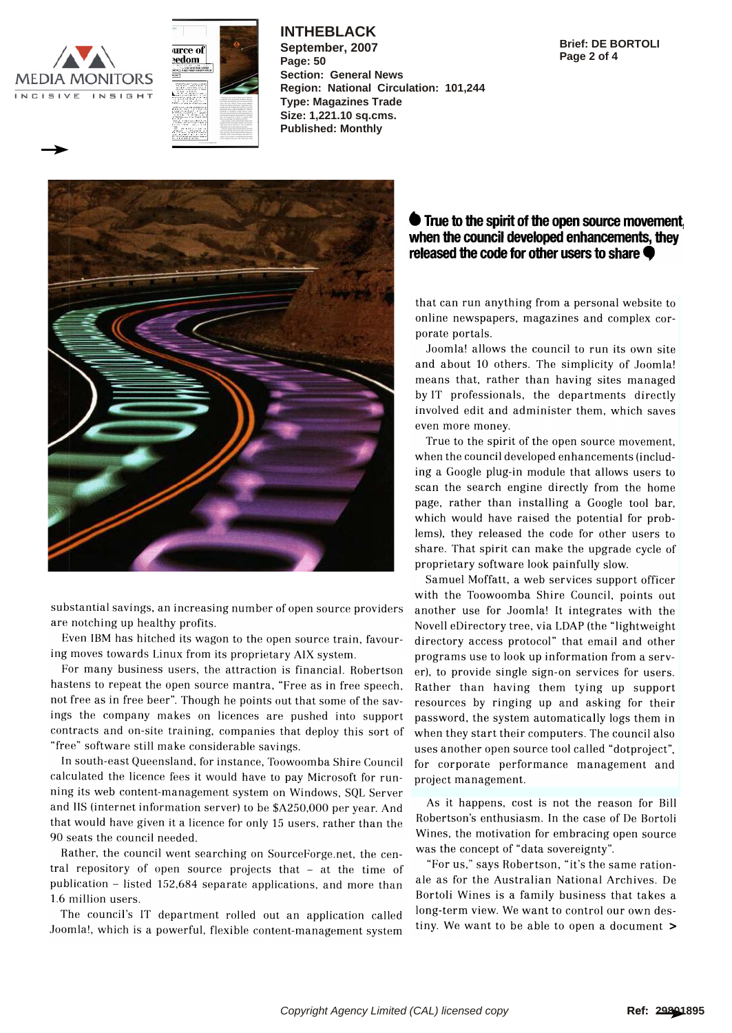**True to the spirit of the open source movement, when the council developed enhancements, they released the code for other users to share**

substantial savings, an increasing number of open source providers are notching up healthy profits.

Even IBM has hitched its wagon to the open source train, favouring moves towards Linux from its proprietary AIX system.

For many business users, the attraction is financial. Robertson hastens to repeat the open source mantra, "Free as in free speech, not free as in free beer". Though he points out that some of the savings the company makes on licences are pushed into support contracts and on-site training, companies that deploy this sort of "free" software still make considerable savings.

In south-east Queensland, for instance, Toowoomba Shire Council calculated the licence fees it would have to pay Microsoft for running its web content-management system on Windows, SQL Server and IIS (internet information server) to be $A250,000 per year. And that would have given it a licence for only 15 users, rather than the 90 seats the council needed.

Rather, the council went searching on SourceForge.net, the central repository of open source projects that – at the time of publication – listed 152,684 separate applications, and more than 1.6 million users.

The council's IT department rolled out an application called Joomla!, which is a powerful, flexible content-management system that can run anything from a personal website to online newspapers, magazines and complex corporate portals.

Joomla! allows the council to run its own site and about 10 others. The simplicity of Joomla! means that, rather than having sites managed by IT professionals, the departments directly involved edit and administer them, which saves even more money.

True to the spirit of the open source movement, when the council developed enhancements (including a Google plug-in module that allows users to scan the search engine directly from the home page, rather than installing a Google tool bar, which would have raised the potential for problems), they released the code for other users to share. That spirit can make the upgrade cycle of proprietary software look painfully slow.

Samuel Moffatt, a web services support officer with the Toowoomba Shire Council, points out another use for Joomla! It integrates with the Novell eDirectory tree, via LDAP (the "lightweight directory access protocol" that email and other programs use to look up information from a server), to provide single sign-on services for users. Rather than having them tying up support resources by ringing up and asking for their password, the system automatically logs them in when they start their computers. The council also uses another open source tool called "dotproject", for corporate performance management and project management.

As it happens, cost is not the reason for Bill Robertson's enthusiasm. In the case of De Bortoli Wines, the motivation for embracing open source was the concept of "data sovereignty".

"For us," says Robertson, "it's the same rationale as for the Australian National Archives. De Bortoli Wines is a family business that takes a long-term view. We want to control our own destiny. We want to be able to open a document >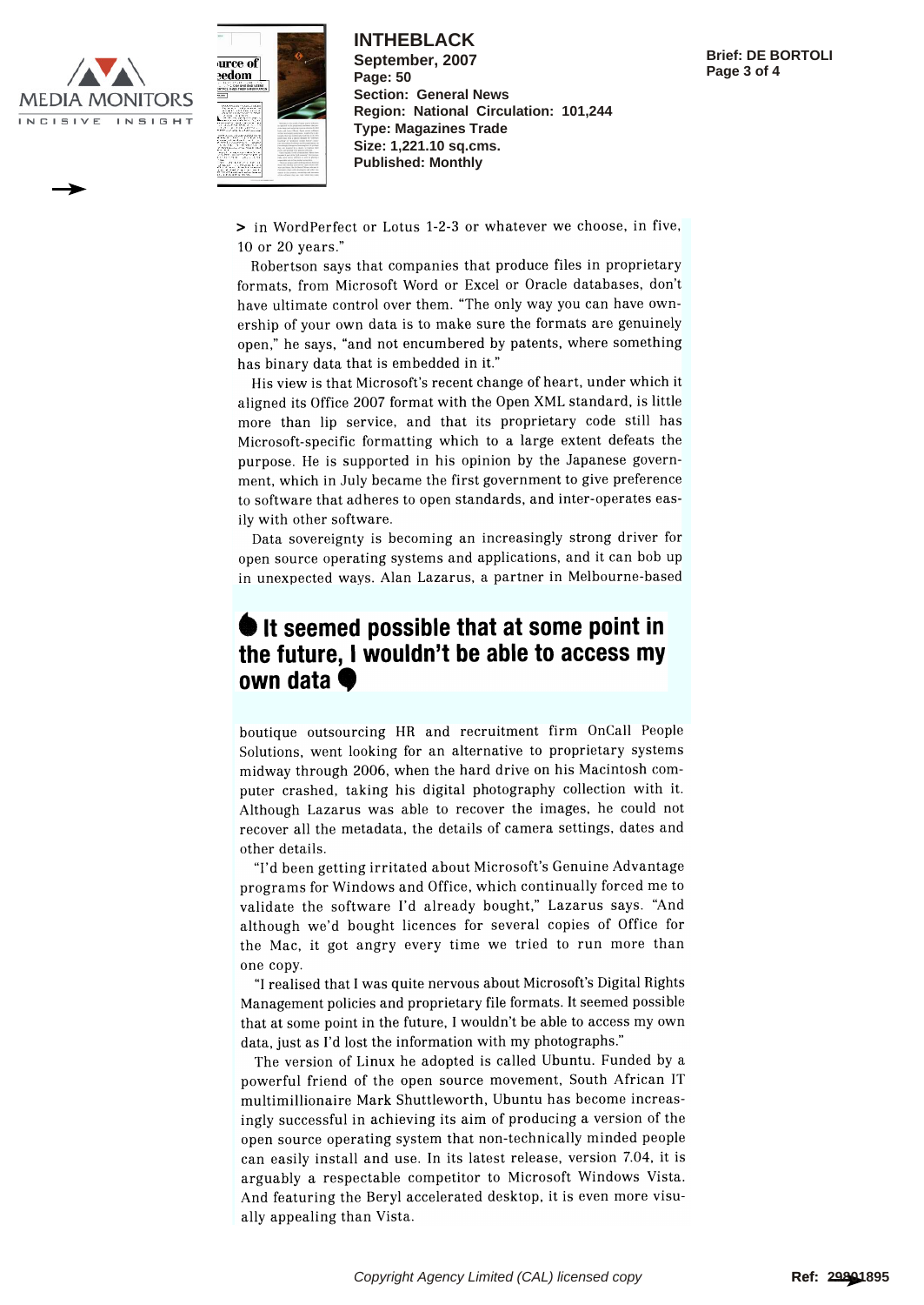> in WordPerfect or Lotus 1-2-3 or whatever we choose, in five, 10 or 20 years."

Robertson says that companies that produce files in proprietary formats, from Microsoft Word or Excel or Oracle databases, don't have ultimate control over them. "The only way you can have ownership of your own data is to make sure the formats are genuinely open," he says, "and not encumbered by patents, where something has binary data that is embedded in it."

His view is that Microsoft's recent change of heart, under which it aligned its Office 2007 format with the Open XML standard, is little more than lip service, and that its proprietary code still has Microsoft-specific formatting which to a large extent defeats the purpose. He is supported in his opinion by the Japanese government, which in July became the first government to give preference to software that adheres to open standards, and inter-operates easily with other software.

Data sovereignty is becoming an increasingly strong driver for open source operating systems and applications, and it can bob up in unexpected ways. Alan Lazarus, a partner in Melbourne-based boutique outsourcing HR and recruitment firm OnCall People Solutions, went looking for an alternative to proprietary systems midway through 2006, when the hard drive on his Macintosh computer crashed, taking his digital photography collection with it. Although Lazarus was able to recover the images, he could not recover all the metadata, the details of camera settings, dates and other details.

> **It seemed possible that at some point in the future, I wouldn't be able to access my own data**

"I'd been getting irritated about Microsoft's Genuine Advantage programs for Windows and Office, which continually forced me to validate the software I'd already bought," Lazarus says. "And although we'd bought licences for several copies of Office for the Mac, it got angry every time we tried to run more than one copy.

"I realised that I was quite nervous about Microsoft's Digital Rights Management policies and proprietary file formats. It seemed possible that at some point in the future, I wouldn't be able to access my own data, just as I'd lost the information with my photographs."

The version of Linux he adopted is called Ubuntu. Funded by a powerful friend of the open source movement, South African IT multimillionaire Mark Shuttleworth, Ubuntu has become increasingly successful in achieving its aim of producing a version of the open source operating system that non-technically minded people can easily install and use. In its latest release, version 7.04, it is arguably a respectable competitor to Microsoft Windows Vista. And featuring the Beryl accelerated desktop, it is even more visually appealing than Vista.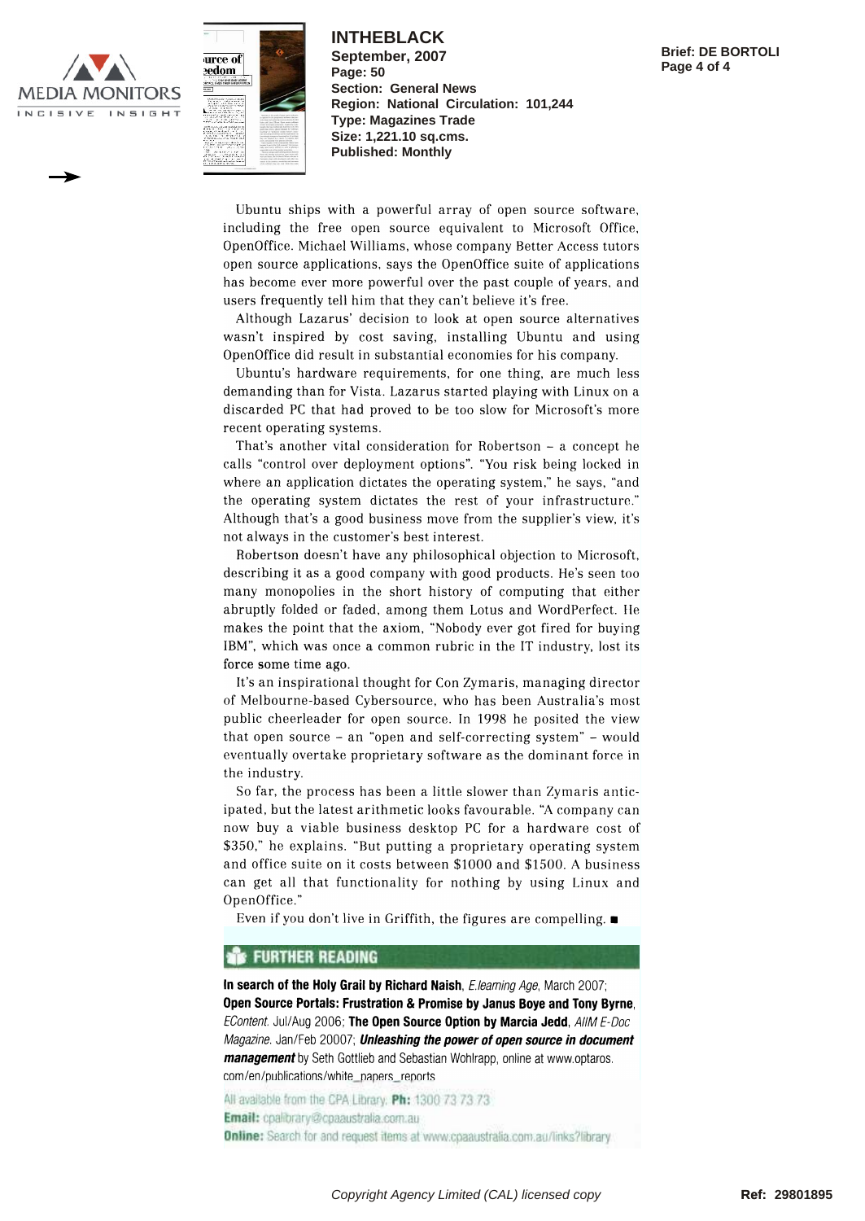Ubuntu ships with a powerful array of open source software, including the free open source equivalent to Microsoft Office, OpenOffice. Michael Williams, whose company Better Access tutors open source applications, says the OpenOffice suite of applications has become ever more powerful over the past couple of years, and users frequently tell him that they can't believe it's free.

Although Lazarus' decision to look at open source alternatives wasn't inspired by cost saving, installing Ubuntu and using OpenOffice did result in substantial economies for his company.

Ubuntu's hardware requirements, for one thing, are much less demanding than for Vista. Lazarus started playing with Linux on a discarded PC that had proved to be too slow for Microsoft's more recent operating systems.

That's another vital consideration for Robertson – a concept he calls "control over deployment options". "You risk being locked in where an application dictates the operating system," he says, "and the operating system dictates the rest of your infrastructure." Although that's a good business move from the supplier's view, it's not always in the customer's best interest.

Robertson doesn't have any philosophical objection to Microsoft, describing it as a good company with good products. He's seen too many monopolies in the short history of computing that either abruptly folded or faded, among them Lotus and WordPerfect. He makes the point that the axiom, "Nobody ever got fired for buying IBM", which was once a common rubric in the IT industry, lost its force some time ago.

It's an inspirational thought for Con Zymaris, managing director of Melbourne-based Cybersource, who has been Australia's most public cheerleader for open source. In 1998 he posited the view that open source – an "open and self-correcting system" – would eventually overtake proprietary software as the dominant force in the industry.

So far, the process has been a little slower than Zymaris anticipated, but the latest arithmetic looks favourable. "A company can now buy a viable business desktop PC for a hardware cost of $350," he explains. "But putting a proprietary operating system and office suite on it costs between $1000 and $1500. A business can get all that functionality for nothing by using Linux and OpenOffice."

Even if you don't live in Griffith, the figures are compelling. ■

## FURTHER READING

**In search of the Holy Grail by Richard Naish**, *E.learning Age*, March 2007; **Open Source Portals: Frustration & Promise by Janus Boye and Tony Byrne**, *EContent*. Jul/Aug 2006; **The Open Source Option by Marcia Jedd**, *AIIM E-Doc Magazine*. Jan/Feb 20007; ***Unleashing the power of open source in document management*** by Seth Gottlieb and Sebastian Wohlrapp, online at www.optaros.com/en/publications/white_papers_reports

All available from the CPA Library. **Ph:** 1300 73 73 73
**Email:** cpalibrary@cpaaustralia.com.au
**Online:** Search for and request items at www.cpaaustralia.com.au/links?library